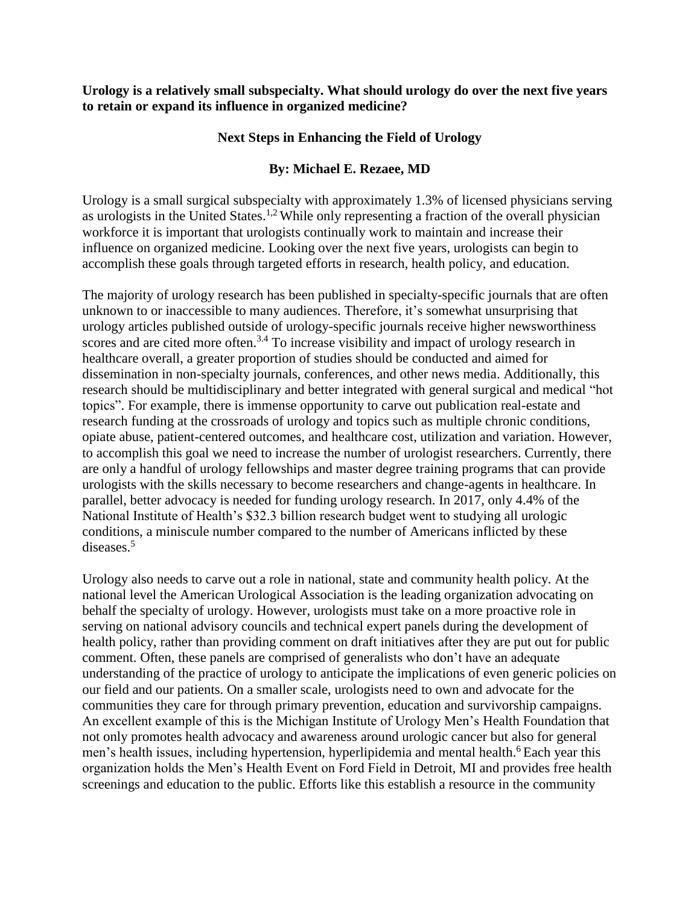**Urology is a relatively small subspecialty. What should urology do over the next five years to retain or expand its influence in organized medicine?**

# Next Steps in Enhancing the Field of Urology

**By: Michael E. Rezaee, MD**

Urology is a small surgical subspecialty with approximately 1.3% of licensed physicians serving as urologists in the United States.[1,2] While only representing a fraction of the overall physician workforce it is important that urologists continually work to maintain and increase their influence on organized medicine. Looking over the next five years, urologists can begin to accomplish these goals through targeted efforts in research, health policy, and education.

The majority of urology research has been published in specialty-specific journals that are often unknown to or inaccessible to many audiences. Therefore, it's somewhat unsurprising that urology articles published outside of urology-specific journals receive higher newsworthiness scores and are cited more often.[3,4] To increase visibility and impact of urology research in healthcare overall, a greater proportion of studies should be conducted and aimed for dissemination in non-specialty journals, conferences, and other news media. Additionally, this research should be multidisciplinary and better integrated with general surgical and medical "hot topics". For example, there is immense opportunity to carve out publication real-estate and research funding at the crossroads of urology and topics such as multiple chronic conditions, opiate abuse, patient-centered outcomes, and healthcare cost, utilization and variation. However, to accomplish this goal we need to increase the number of urologist researchers. Currently, there are only a handful of urology fellowships and master degree training programs that can provide urologists with the skills necessary to become researchers and change-agents in healthcare. In parallel, better advocacy is needed for funding urology research. In 2017, only 4.4% of the National Institute of Health's $32.3 billion research budget went to studying all urologic conditions, a miniscule number compared to the number of Americans inflicted by these diseases.[5]

Urology also needs to carve out a role in national, state and community health policy. At the national level the American Urological Association is the leading organization advocating on behalf the specialty of urology. However, urologists must take on a more proactive role in serving on national advisory councils and technical expert panels during the development of health policy, rather than providing comment on draft initiatives after they are put out for public comment. Often, these panels are comprised of generalists who don't have an adequate understanding of the practice of urology to anticipate the implications of even generic policies on our field and our patients. On a smaller scale, urologists need to own and advocate for the communities they care for through primary prevention, education and survivorship campaigns. An excellent example of this is the Michigan Institute of Urology Men's Health Foundation that not only promotes health advocacy and awareness around urologic cancer but also for general men's health issues, including hypertension, hyperlipidemia and mental health.[6] Each year this organization holds the Men's Health Event on Ford Field in Detroit, MI and provides free health screenings and education to the public. Efforts like this establish a resource in the community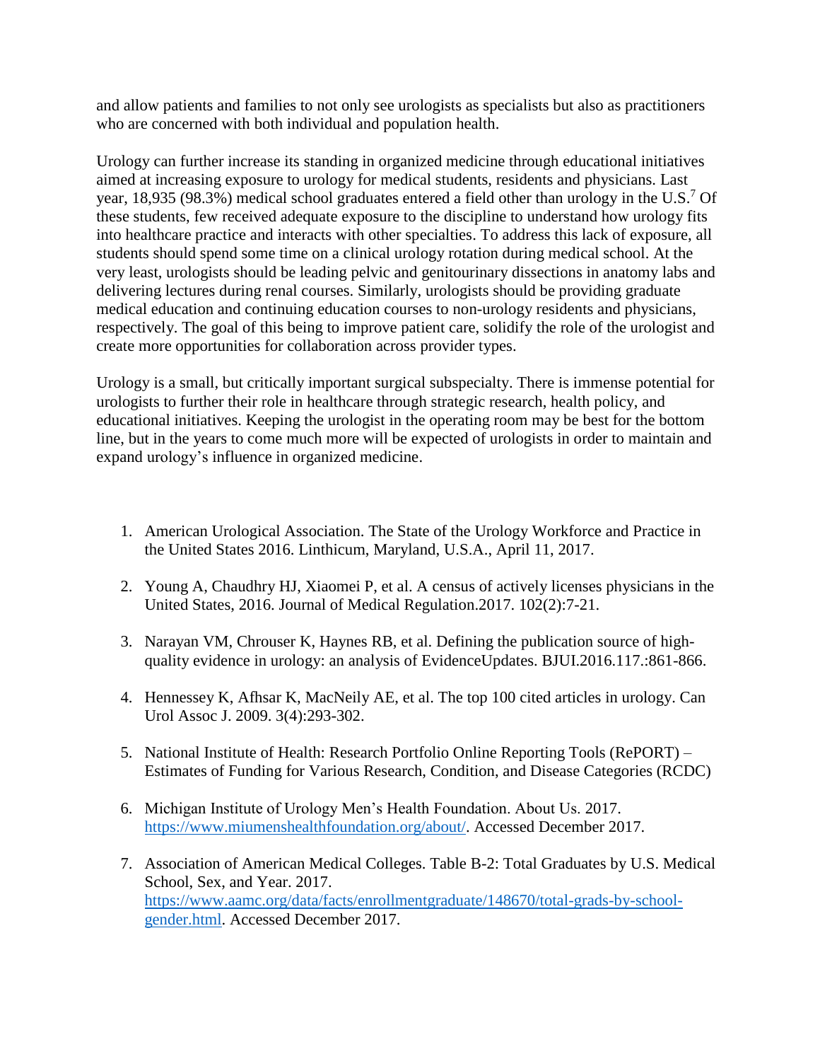and allow patients and families to not only see urologists as specialists but also as practitioners who are concerned with both individual and population health.

Urology can further increase its standing in organized medicine through educational initiatives aimed at increasing exposure to urology for medical students, residents and physicians. Last year, 18,935 (98.3%) medical school graduates entered a field other than urology in the U.S.[7] Of these students, few received adequate exposure to the discipline to understand how urology fits into healthcare practice and interacts with other specialties. To address this lack of exposure, all students should spend some time on a clinical urology rotation during medical school. At the very least, urologists should be leading pelvic and genitourinary dissections in anatomy labs and delivering lectures during renal courses. Similarly, urologists should be providing graduate medical education and continuing education courses to non-urology residents and physicians, respectively. The goal of this being to improve patient care, solidify the role of the urologist and create more opportunities for collaboration across provider types.

Urology is a small, but critically important surgical subspecialty. There is immense potential for urologists to further their role in healthcare through strategic research, health policy, and educational initiatives. Keeping the urologist in the operating room may be best for the bottom line, but in the years to come much more will be expected of urologists in order to maintain and expand urology's influence in organized medicine.

1. American Urological Association. The State of the Urology Workforce and Practice in the United States 2016. Linthicum, Maryland, U.S.A., April 11, 2017.

2. Young A, Chaudhry HJ, Xiaomei P, et al. A census of actively licenses physicians in the United States, 2016. Journal of Medical Regulation.2017. 102(2):7-21.

3. Narayan VM, Chrouser K, Haynes RB, et al. Defining the publication source of high-quality evidence in urology: an analysis of EvidenceUpdates. BJUI.2016.117.:861-866.

4. Hennessey K, Afhsar K, MacNeily AE, et al. The top 100 cited articles in urology. Can Urol Assoc J. 2009. 3(4):293-302.

5. National Institute of Health: Research Portfolio Online Reporting Tools (RePORT) – Estimates of Funding for Various Research, Condition, and Disease Categories (RCDC)

6. Michigan Institute of Urology Men's Health Foundation. About Us. 2017. https://www.miumenshealthfoundation.org/about/. Accessed December 2017.

7. Association of American Medical Colleges. Table B-2: Total Graduates by U.S. Medical School, Sex, and Year. 2017. https://www.aamc.org/data/facts/enrollmentgraduate/148670/total-grads-by-school-gender.html. Accessed December 2017.